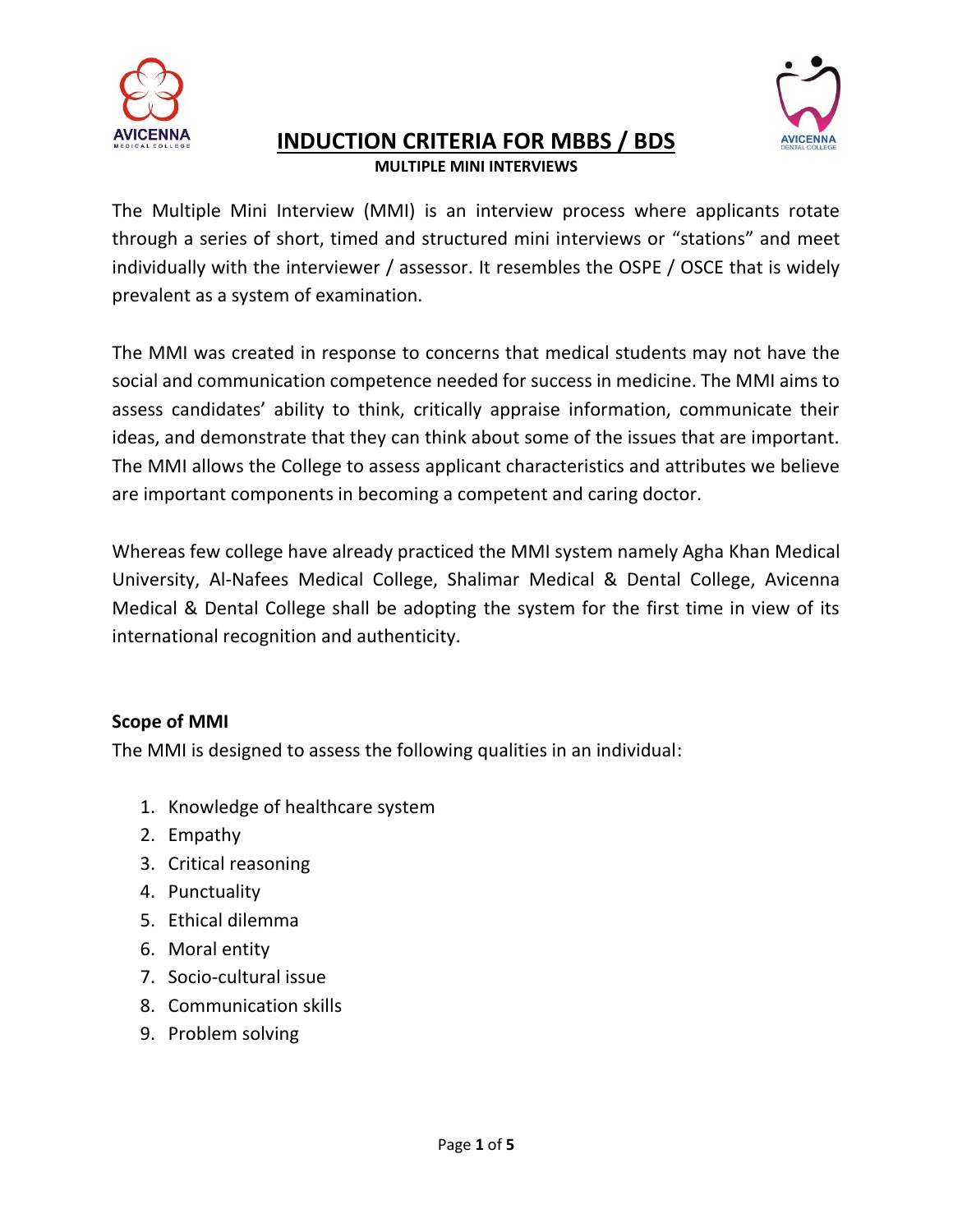# INDUCTION CRITERIA FOR MBBS / BDS

**MULTIPLE MINI INTERVIEWS**

The Multiple Mini Interview (MMI) is an interview process where applicants rotate through a series of short, timed and structured mini interviews or "stations" and meet individually with the interviewer / assessor. It resembles the OSPE / OSCE that is widely prevalent as a system of examination.

The MMI was created in response to concerns that medical students may not have the social and communication competence needed for success in medicine. The MMI aims to assess candidates' ability to think, critically appraise information, communicate their ideas, and demonstrate that they can think about some of the issues that are important. The MMI allows the College to assess applicant characteristics and attributes we believe are important components in becoming a competent and caring doctor.

Whereas few college have already practiced the MMI system namely Agha Khan Medical University, Al-Nafees Medical College, Shalimar Medical & Dental College, Avicenna Medical & Dental College shall be adopting the system for the first time in view of its international recognition and authenticity.

**Scope of MMI**

The MMI is designed to assess the following qualities in an individual:

1. Knowledge of healthcare system
2. Empathy
3. Critical reasoning
4. Punctuality
5. Ethical dilemma
6. Moral entity
7. Socio-cultural issue
8. Communication skills
9. Problem solving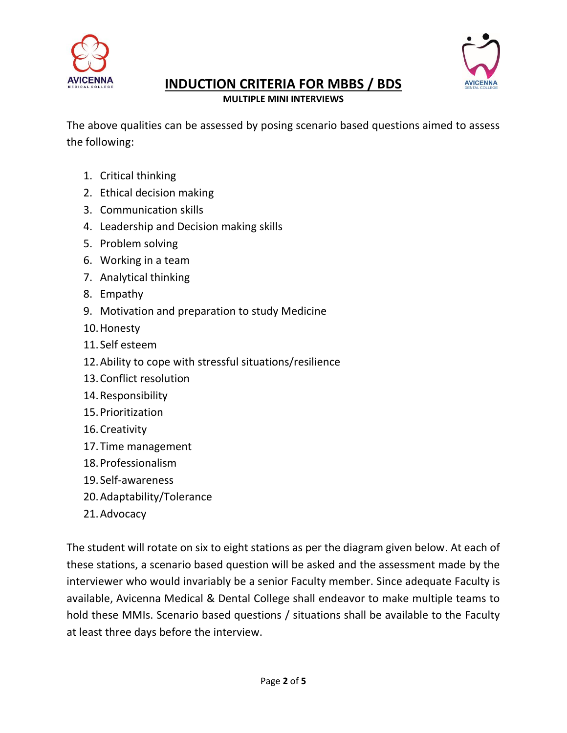# INDUCTION CRITERIA FOR MBBS / BDS

## MULTIPLE MINI INTERVIEWS

The above qualities can be assessed by posing scenario based questions aimed to assess the following:

1. Critical thinking
2. Ethical decision making
3. Communication skills
4. Leadership and Decision making skills
5. Problem solving
6. Working in a team
7. Analytical thinking
8. Empathy
9. Motivation and preparation to study Medicine
10. Honesty
11. Self esteem
12. Ability to cope with stressful situations/resilience
13. Conflict resolution
14. Responsibility
15. Prioritization
16. Creativity
17. Time management
18. Professionalism
19. Self-awareness
20. Adaptability/Tolerance
21. Advocacy

The student will rotate on six to eight stations as per the diagram given below. At each of these stations, a scenario based question will be asked and the assessment made by the interviewer who would invariably be a senior Faculty member. Since adequate Faculty is available, Avicenna Medical & Dental College shall endeavor to make multiple teams to hold these MMIs. Scenario based questions / situations shall be available to the Faculty at least three days before the interview.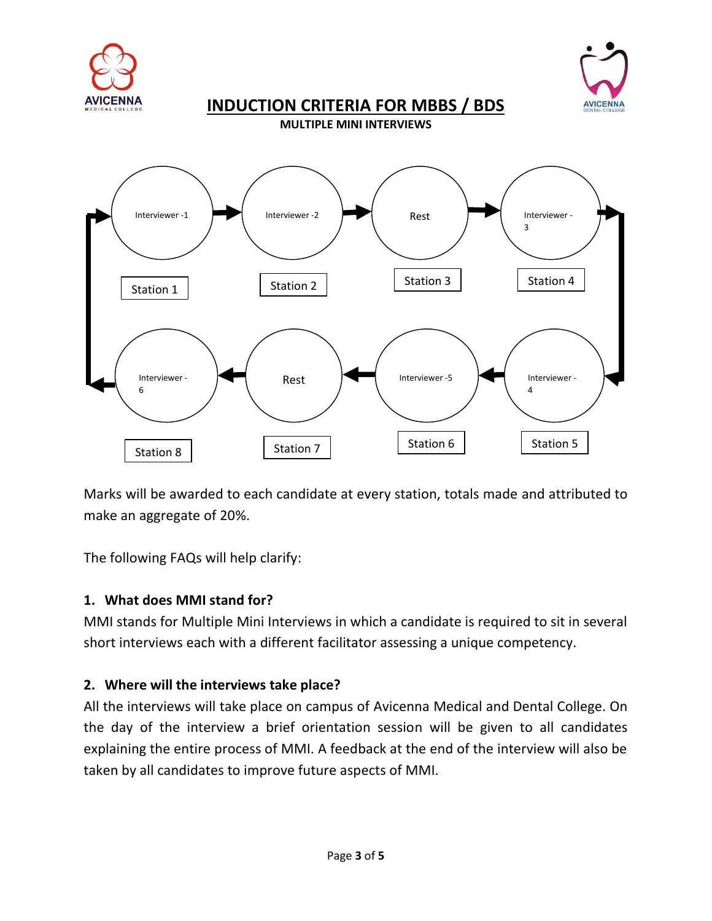# INDUCTION CRITERIA FOR MBBS / BDS

**MULTIPLE MINI INTERVIEWS**

| Station 1 | Station 2 | Station 3 | Station 4 |
| --- | --- | --- | --- |
| Interviewer -1 | Interviewer -2 | Rest | Interviewer - 3 |

| Station 8 | Station 7 | Station 6 | Station 5 |
| --- | --- | --- | --- |
| Interviewer - 6 | Rest | Interviewer -5 | Interviewer - 4 |

Marks will be awarded to each candidate at every station, totals made and attributed to make an aggregate of 20%.

The following FAQs will help clarify:

### 1. What does MMI stand for?

MMI stands for Multiple Mini Interviews in which a candidate is required to sit in several short interviews each with a different facilitator assessing a unique competency.

### 2. Where will the interviews take place?

All the interviews will take place on campus of Avicenna Medical and Dental College. On the day of the interview a brief orientation session will be given to all candidates explaining the entire process of MMI. A feedback at the end of the interview will also be taken by all candidates to improve future aspects of MMI.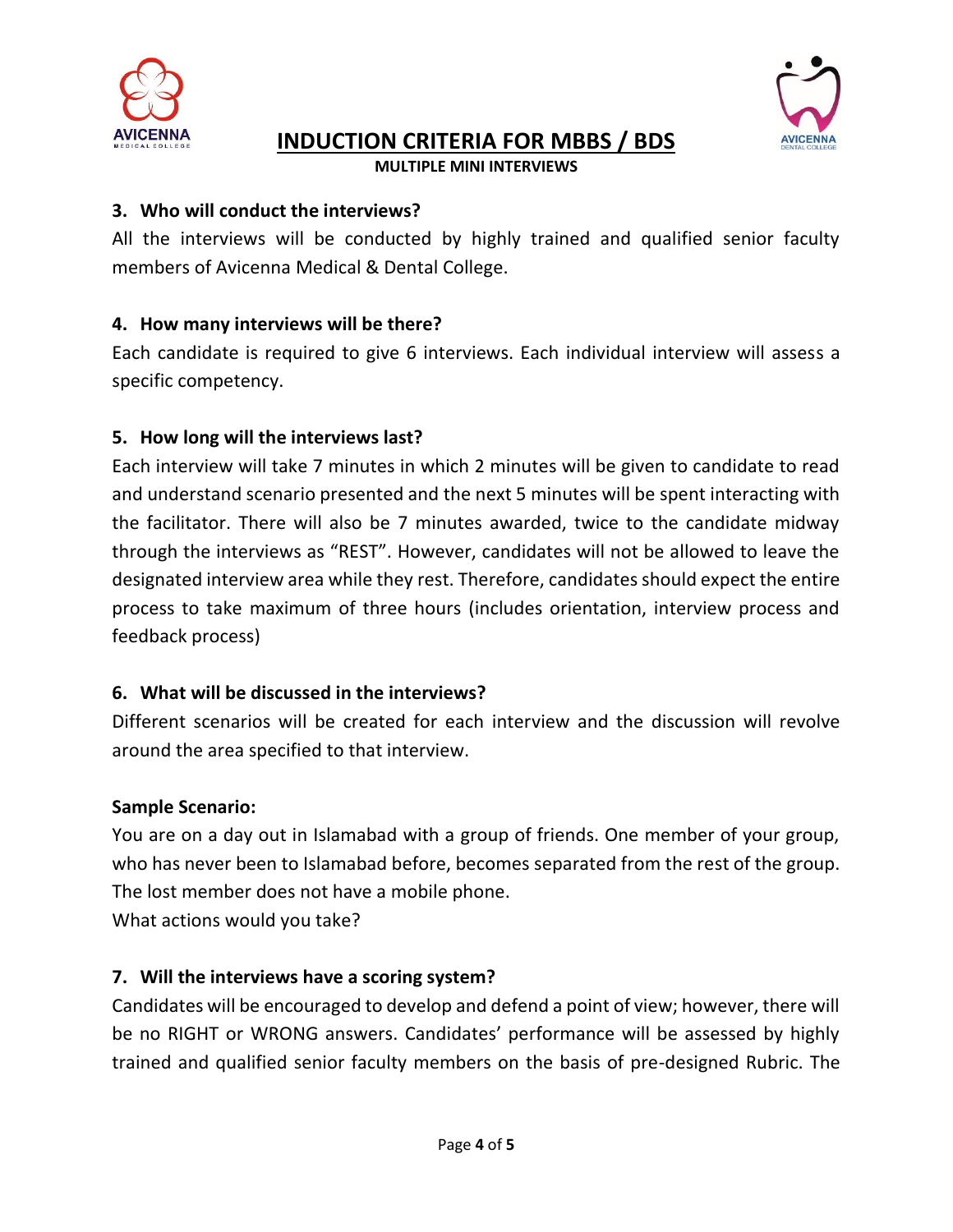# INDUCTION CRITERIA FOR MBBS / BDS

**MULTIPLE MINI INTERVIEWS**

### 3. Who will conduct the interviews?

All the interviews will be conducted by highly trained and qualified senior faculty members of Avicenna Medical & Dental College.

### 4. How many interviews will be there?

Each candidate is required to give 6 interviews. Each individual interview will assess a specific competency.

### 5. How long will the interviews last?

Each interview will take 7 minutes in which 2 minutes will be given to candidate to read and understand scenario presented and the next 5 minutes will be spent interacting with the facilitator. There will also be 7 minutes awarded, twice to the candidate midway through the interviews as "REST". However, candidates will not be allowed to leave the designated interview area while they rest. Therefore, candidates should expect the entire process to take maximum of three hours (includes orientation, interview process and feedback process)

### 6. What will be discussed in the interviews?

Different scenarios will be created for each interview and the discussion will revolve around the area specified to that interview.

**Sample Scenario:**

You are on a day out in Islamabad with a group of friends. One member of your group, who has never been to Islamabad before, becomes separated from the rest of the group. The lost member does not have a mobile phone.
What actions would you take?

### 7. Will the interviews have a scoring system?

Candidates will be encouraged to develop and defend a point of view; however, there will be no RIGHT or WRONG answers. Candidates' performance will be assessed by highly trained and qualified senior faculty members on the basis of pre-designed Rubric. The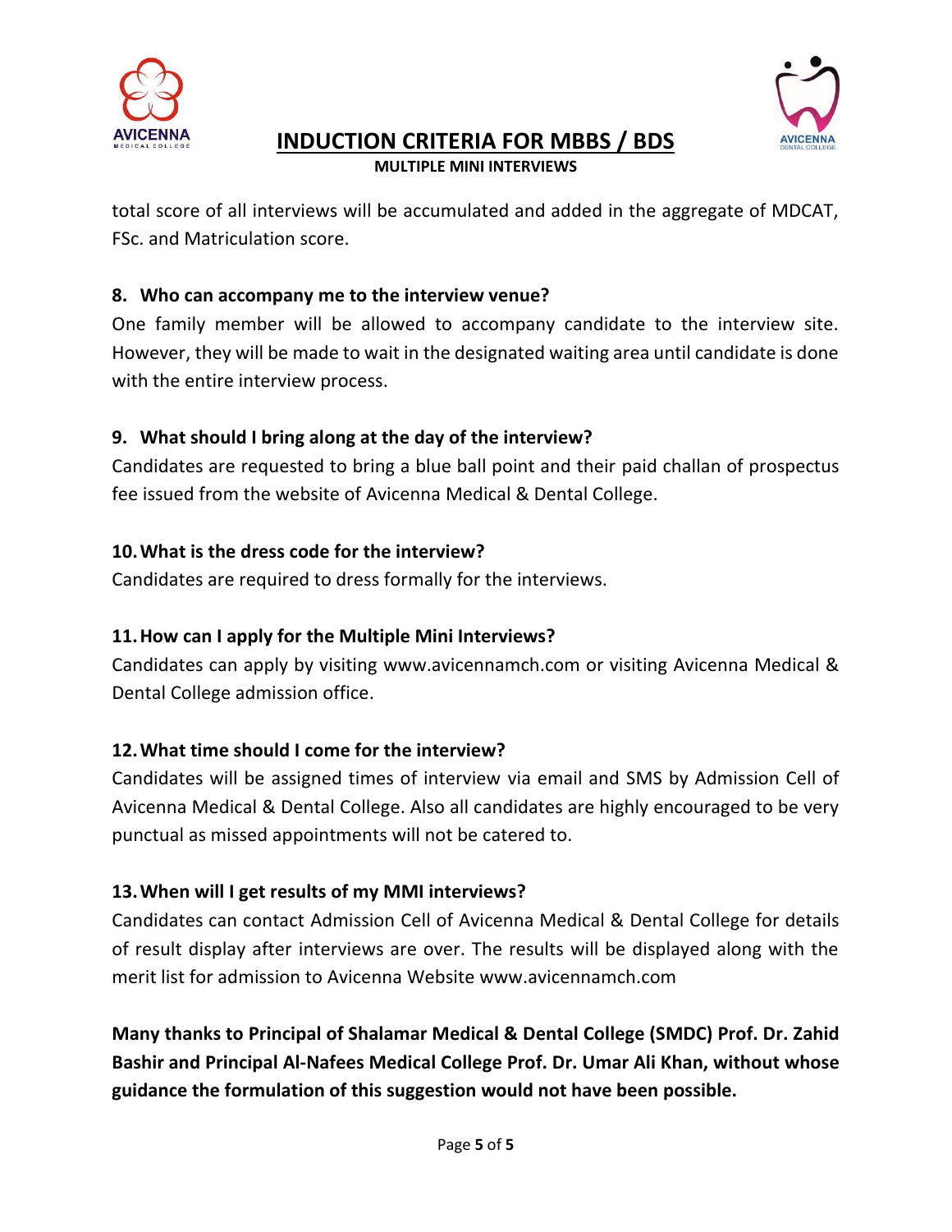total score of all interviews will be accumulated and added in the aggregate of MDCAT, FSc. and Matriculation score.

**8. Who can accompany me to the interview venue?**

One family member will be allowed to accompany candidate to the interview site. However, they will be made to wait in the designated waiting area until candidate is done with the entire interview process.

**9. What should I bring along at the day of the interview?**

Candidates are requested to bring a blue ball point and their paid challan of prospectus fee issued from the website of Avicenna Medical & Dental College.

**10. What is the dress code for the interview?**

Candidates are required to dress formally for the interviews.

**11. How can I apply for the Multiple Mini Interviews?**

Candidates can apply by visiting www.avicennamch.com or visiting Avicenna Medical & Dental College admission office.

**12. What time should I come for the interview?**

Candidates will be assigned times of interview via email and SMS by Admission Cell of Avicenna Medical & Dental College. Also all candidates are highly encouraged to be very punctual as missed appointments will not be catered to.

**13. When will I get results of my MMI interviews?**

Candidates can contact Admission Cell of Avicenna Medical & Dental College for details of result display after interviews are over. The results will be displayed along with the merit list for admission to Avicenna Website www.avicennamch.com

**Many thanks to Principal of Shalamar Medical & Dental College (SMDC) Prof. Dr. Zahid Bashir and Principal Al-Nafees Medical College Prof. Dr. Umar Ali Khan, without whose guidance the formulation of this suggestion would not have been possible.**